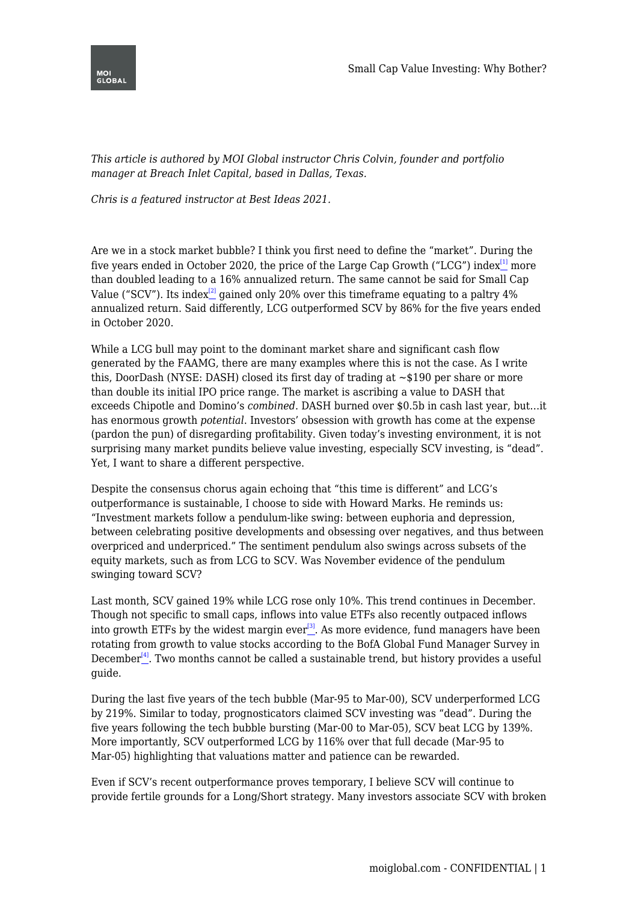*This article is authored by MOI Global instructor Chris Colvin, founder and portfolio manager at Breach Inlet Capital, based in Dallas, Texas.*

*Chris is a featured instructor at Best Ideas 2021.*

Are we in a stock market bubble? I think you first need to define the "market". During the five years ended in October 2020, the price of the Large Cap Growth ("LCG") index[1] more than doubled leading to a 16% annualized return. The same cannot be said for Small Cap Value ("SCV"). Its index[2] gained only 20% over this timeframe equating to a paltry 4% annualized return. Said differently, LCG outperformed SCV by 86% for the five years ended in October 2020.

While a LCG bull may point to the dominant market share and significant cash flow generated by the FAAMG, there are many examples where this is not the case. As I write this, DoorDash (NYSE: DASH) closed its first day of trading at ~$190 per share or more than double its initial IPO price range. The market is ascribing a value to DASH that exceeds Chipotle and Domino's *combined*. DASH burned over $0.5b in cash last year, but…it has enormous growth *potential*. Investors' obsession with growth has come at the expense (pardon the pun) of disregarding profitability. Given today's investing environment, it is not surprising many market pundits believe value investing, especially SCV investing, is "dead". Yet, I want to share a different perspective.

Despite the consensus chorus again echoing that "this time is different" and LCG's outperformance is sustainable, I choose to side with Howard Marks. He reminds us: "Investment markets follow a pendulum-like swing: between euphoria and depression, between celebrating positive developments and obsessing over negatives, and thus between overpriced and underpriced." The sentiment pendulum also swings across subsets of the equity markets, such as from LCG to SCV. Was November evidence of the pendulum swinging toward SCV?

Last month, SCV gained 19% while LCG rose only 10%. This trend continues in December. Though not specific to small caps, inflows into value ETFs also recently outpaced inflows into growth ETFs by the widest margin ever[3]. As more evidence, fund managers have been rotating from growth to value stocks according to the BofA Global Fund Manager Survey in December[4]. Two months cannot be called a sustainable trend, but history provides a useful guide.

During the last five years of the tech bubble (Mar-95 to Mar-00), SCV underperformed LCG by 219%. Similar to today, prognosticators claimed SCV investing was "dead". During the five years following the tech bubble bursting (Mar-00 to Mar-05), SCV beat LCG by 139%. More importantly, SCV outperformed LCG by 116% over that full decade (Mar-95 to Mar-05) highlighting that valuations matter and patience can be rewarded.

Even if SCV's recent outperformance proves temporary, I believe SCV will continue to provide fertile grounds for a Long/Short strategy. Many investors associate SCV with broken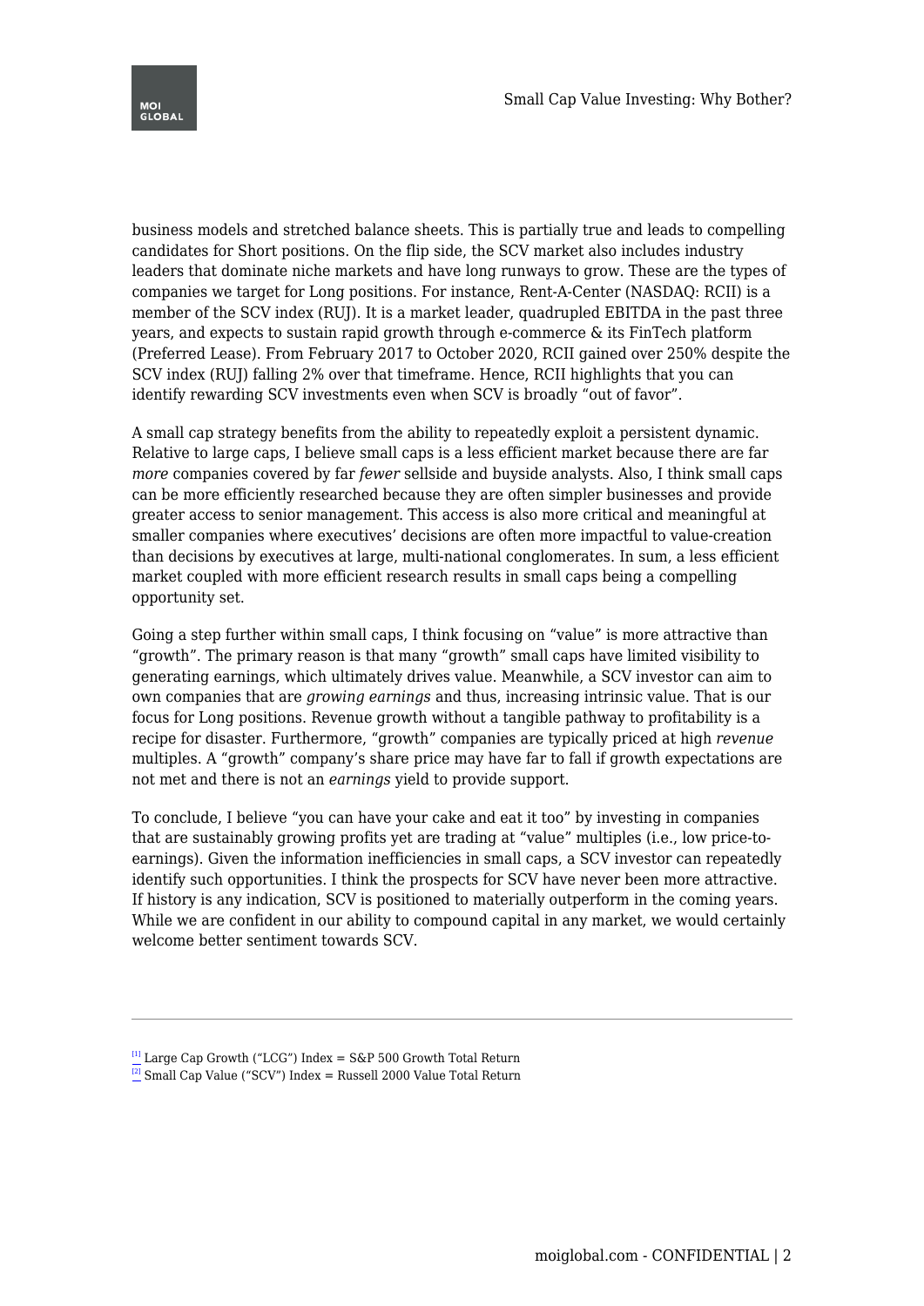business models and stretched balance sheets. This is partially true and leads to compelling candidates for Short positions. On the flip side, the SCV market also includes industry leaders that dominate niche markets and have long runways to grow. These are the types of companies we target for Long positions. For instance, Rent-A-Center (NASDAQ: RCII) is a member of the SCV index (RUJ). It is a market leader, quadrupled EBITDA in the past three years, and expects to sustain rapid growth through e-commerce & its FinTech platform (Preferred Lease). From February 2017 to October 2020, RCII gained over 250% despite the SCV index (RUJ) falling 2% over that timeframe. Hence, RCII highlights that you can identify rewarding SCV investments even when SCV is broadly "out of favor".

A small cap strategy benefits from the ability to repeatedly exploit a persistent dynamic. Relative to large caps, I believe small caps is a less efficient market because there are far *more* companies covered by far *fewer* sellside and buyside analysts. Also, I think small caps can be more efficiently researched because they are often simpler businesses and provide greater access to senior management. This access is also more critical and meaningful at smaller companies where executives' decisions are often more impactful to value-creation than decisions by executives at large, multi-national conglomerates. In sum, a less efficient market coupled with more efficient research results in small caps being a compelling opportunity set.

Going a step further within small caps, I think focusing on "value" is more attractive than "growth". The primary reason is that many "growth" small caps have limited visibility to generating earnings, which ultimately drives value. Meanwhile, a SCV investor can aim to own companies that are *growing earnings* and thus, increasing intrinsic value. That is our focus for Long positions. Revenue growth without a tangible pathway to profitability is a recipe for disaster. Furthermore, "growth" companies are typically priced at high *revenue* multiples. A "growth" company's share price may have far to fall if growth expectations are not met and there is not an *earnings* yield to provide support.

To conclude, I believe "you can have your cake and eat it too" by investing in companies that are sustainably growing profits yet are trading at "value" multiples (i.e., low price-to-earnings). Given the information inefficiencies in small caps, a SCV investor can repeatedly identify such opportunities. I think the prospects for SCV have never been more attractive. If history is any indication, SCV is positioned to materially outperform in the coming years. While we are confident in our ability to compound capital in any market, we would certainly welcome better sentiment towards SCV.

---

[1] Large Cap Growth ("LCG") Index = S&P 500 Growth Total Return

[2] Small Cap Value ("SCV") Index = Russell 2000 Value Total Return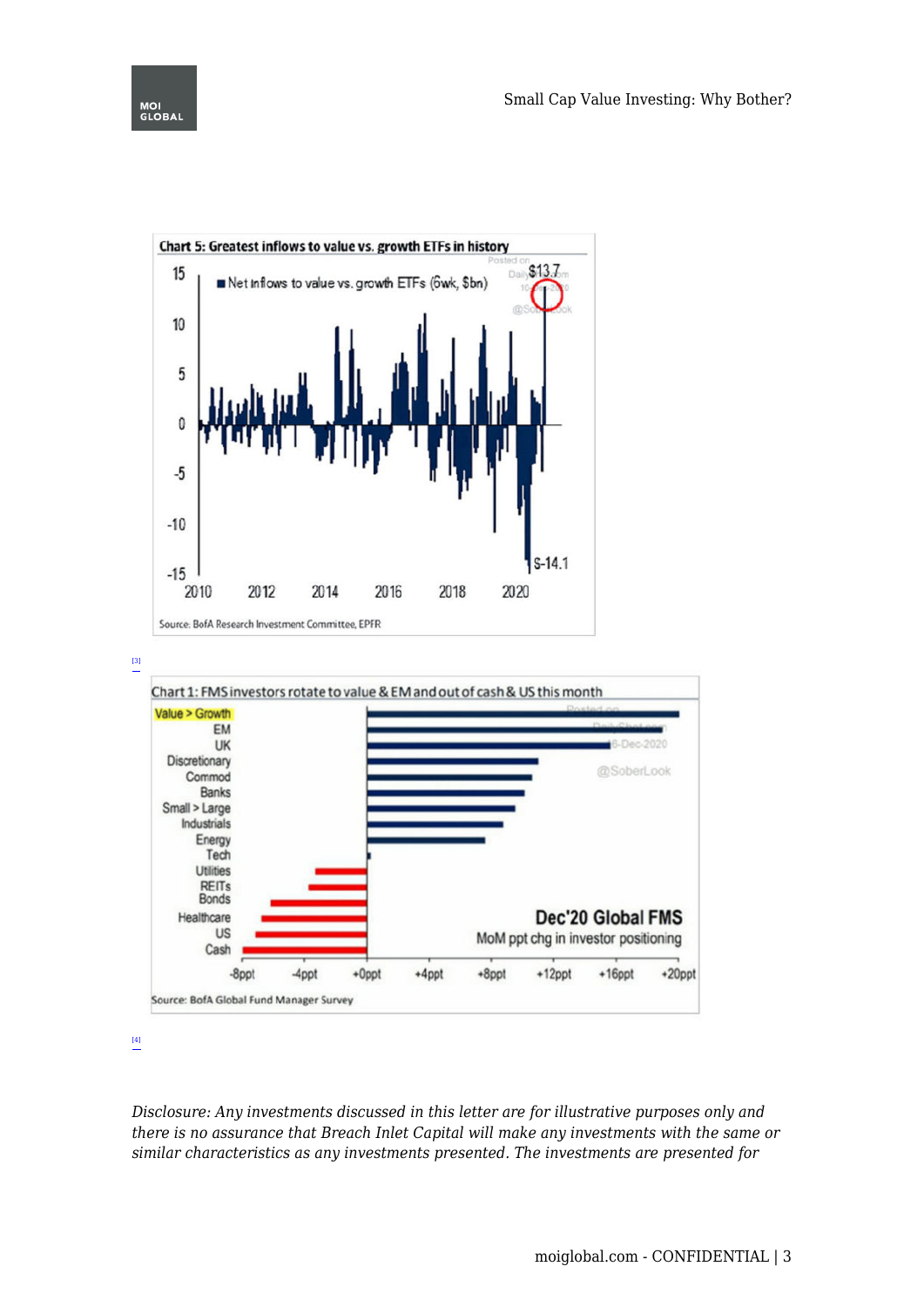Chart 5: Greatest inflows to value vs. growth ETFs in history

Source: BofA Research Investment Committee, EPFR

[3]

Chart 1: FMS investors rotate to value & EM and out of cash & US this month

Source: BofA Global Fund Manager Survey

[4]

*Disclosure: Any investments discussed in this letter are for illustrative purposes only and there is no assurance that Breach Inlet Capital will make any investments with the same or similar characteristics as any investments presented. The investments are presented for*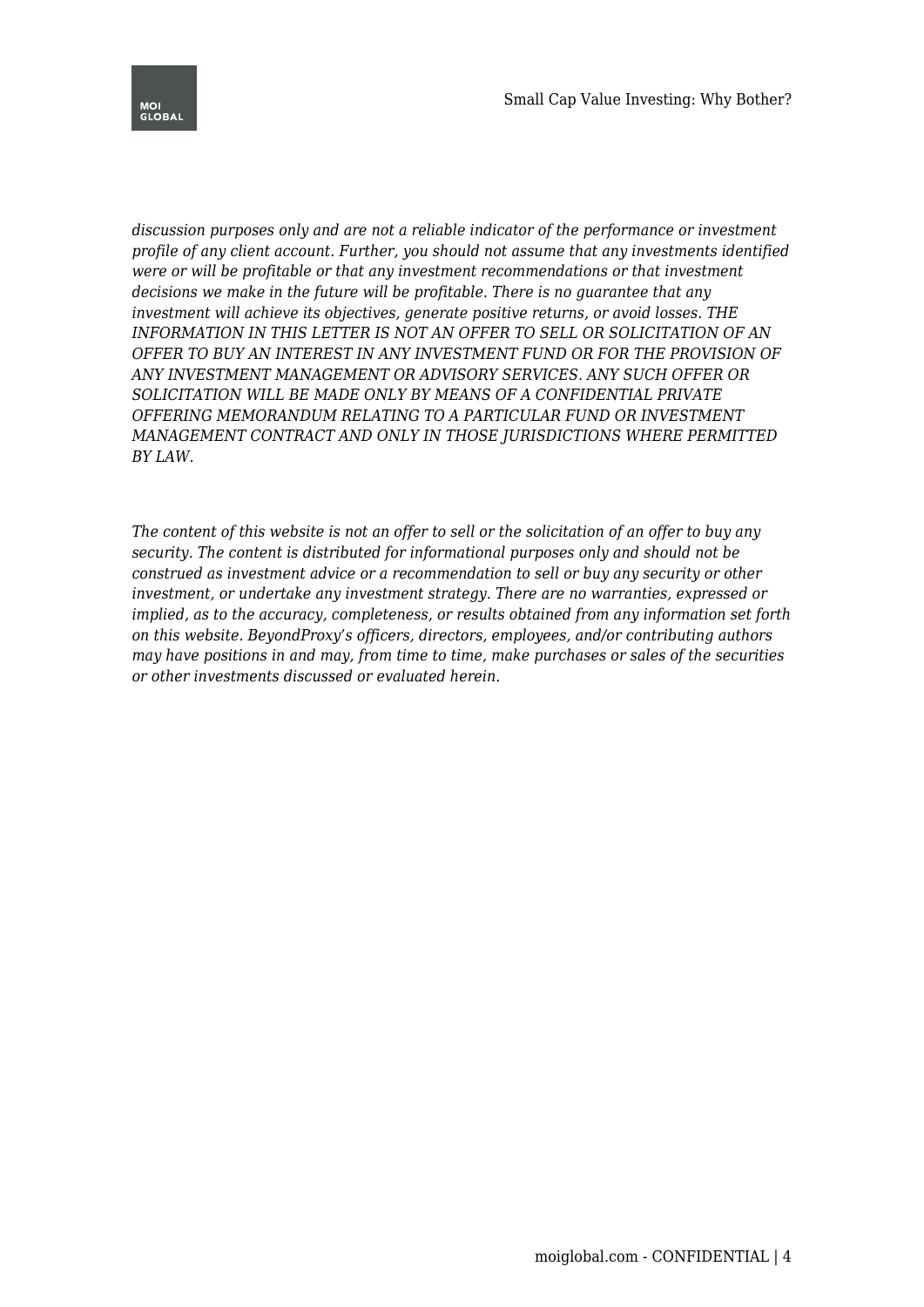*discussion purposes only and are not a reliable indicator of the performance or investment profile of any client account. Further, you should not assume that any investments identified were or will be profitable or that any investment recommendations or that investment decisions we make in the future will be profitable. There is no guarantee that any investment will achieve its objectives, generate positive returns, or avoid losses. THE INFORMATION IN THIS LETTER IS NOT AN OFFER TO SELL OR SOLICITATION OF AN OFFER TO BUY AN INTEREST IN ANY INVESTMENT FUND OR FOR THE PROVISION OF ANY INVESTMENT MANAGEMENT OR ADVISORY SERVICES. ANY SUCH OFFER OR SOLICITATION WILL BE MADE ONLY BY MEANS OF A CONFIDENTIAL PRIVATE OFFERING MEMORANDUM RELATING TO A PARTICULAR FUND OR INVESTMENT MANAGEMENT CONTRACT AND ONLY IN THOSE JURISDICTIONS WHERE PERMITTED BY LAW.*

*The content of this website is not an offer to sell or the solicitation of an offer to buy any security. The content is distributed for informational purposes only and should not be construed as investment advice or a recommendation to sell or buy any security or other investment, or undertake any investment strategy. There are no warranties, expressed or implied, as to the accuracy, completeness, or results obtained from any information set forth on this website. BeyondProxy's officers, directors, employees, and/or contributing authors may have positions in and may, from time to time, make purchases or sales of the securities or other investments discussed or evaluated herein.*